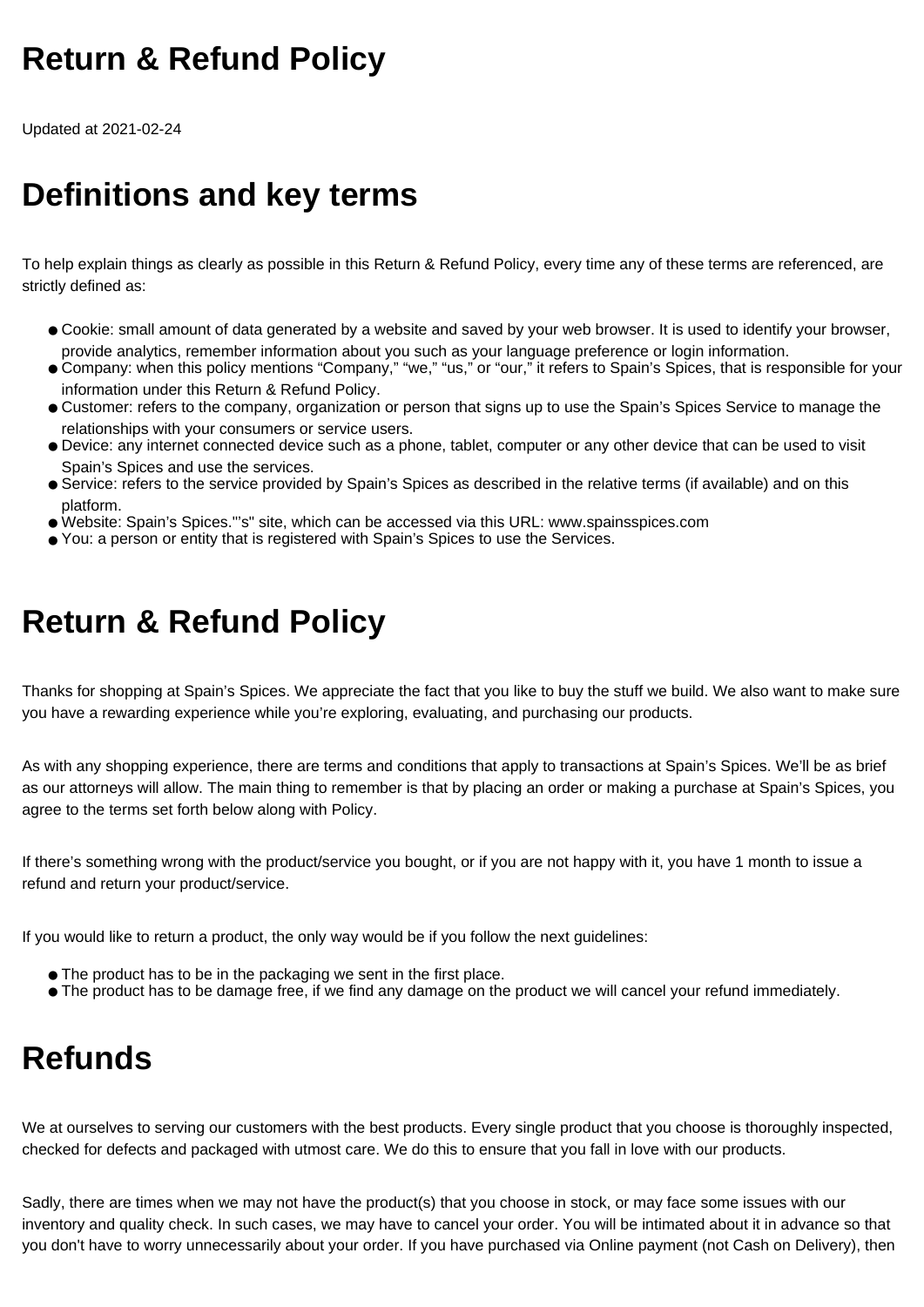# Return & Refund Policy

Updated at 2021-02-24

# Definitions and key terms

To help explain things as clearly as possible in this Return & Refund Policy, every time any of these terms are referenced, are strictly defined as:

- Cookie: small amount of data generated by a website and saved by your web browser. It is used to identify your browser, provide analytics, remember information about you such as your language preference or login information.
- Company: when this policy mentions “Company,” “we,” “us,” or “our,” it refers to Spain’s Spices, that is responsible for your information under this Return & Refund Policy.
- Customer: refers to the company, organization or person that signs up to use the Spain’s Spices Service to manage the relationships with your consumers or service users.
- Device: any internet connected device such as a phone, tablet, computer or any other device that can be used to visit Spain’s Spices and use the services.
- Service: refers to the service provided by Spain’s Spices as described in the relative terms (if available) and on this platform.
- Website: Spain’s Spices."’s" site, which can be accessed via this URL: www.spainsspices.com
- You: a person or entity that is registered with Spain’s Spices to use the Services.

# Return & Refund Policy

Thanks for shopping at Spain’s Spices. We appreciate the fact that you like to buy the stuff we build. We also want to make sure you have a rewarding experience while you’re exploring, evaluating, and purchasing our products.

As with any shopping experience, there are terms and conditions that apply to transactions at Spain’s Spices. We’ll be as brief as our attorneys will allow. The main thing to remember is that by placing an order or making a purchase at Spain’s Spices, you agree to the terms set forth below along with Policy.

If there’s something wrong with the product/service you bought, or if you are not happy with it, you have 1 month to issue a refund and return your product/service.

If you would like to return a product, the only way would be if you follow the next guidelines:

- The product has to be in the packaging we sent in the first place.
- The product has to be damage free, if we find any damage on the product we will cancel your refund immediately.

# Refunds

We at ourselves to serving our customers with the best products. Every single product that you choose is thoroughly inspected, checked for defects and packaged with utmost care. We do this to ensure that you fall in love with our products.

Sadly, there are times when we may not have the product(s) that you choose in stock, or may face some issues with our inventory and quality check. In such cases, we may have to cancel your order. You will be intimated about it in advance so that you don't have to worry unnecessarily about your order. If you have purchased via Online payment (not Cash on Delivery), then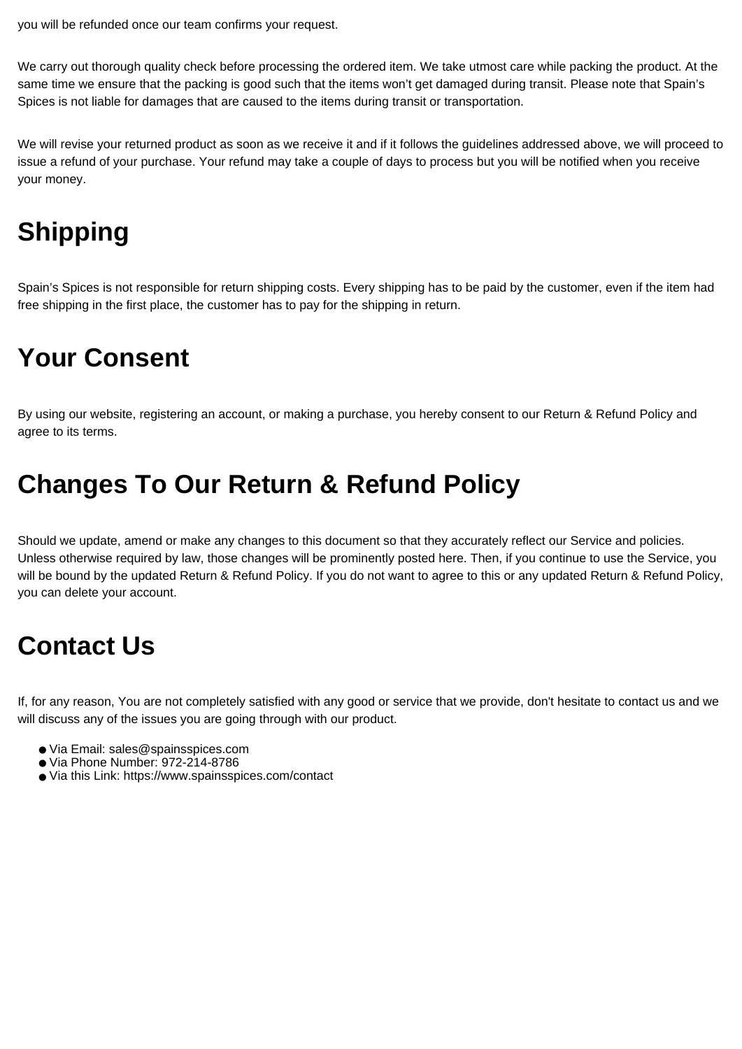you will be refunded once our team confirms your request.

We carry out thorough quality check before processing the ordered item. We take utmost care while packing the product. At the same time we ensure that the packing is good such that the items won't get damaged during transit. Please note that Spain's Spices is not liable for damages that are caused to the items during transit or transportation.

We will revise your returned product as soon as we receive it and if it follows the guidelines addressed above, we will proceed to issue a refund of your purchase. Your refund may take a couple of days to process but you will be notified when you receive your money.

# Shipping

Spain's Spices is not responsible for return shipping costs. Every shipping has to be paid by the customer, even if the item had free shipping in the first place, the customer has to pay for the shipping in return.

# Your Consent

By using our website, registering an account, or making a purchase, you hereby consent to our Return & Refund Policy and agree to its terms.

# Changes To Our Return & Refund Policy

Should we update, amend or make any changes to this document so that they accurately reflect our Service and policies. Unless otherwise required by law, those changes will be prominently posted here. Then, if you continue to use the Service, you will be bound by the updated Return & Refund Policy. If you do not want to agree to this or any updated Return & Refund Policy, you can delete your account.

# Contact Us

If, for any reason, You are not completely satisfied with any good or service that we provide, don't hesitate to contact us and we will discuss any of the issues you are going through with our product.

- Via Email: sales@spainsspices.com
- Via Phone Number: 972-214-8786
- Via this Link: https://www.spainsspices.com/contact